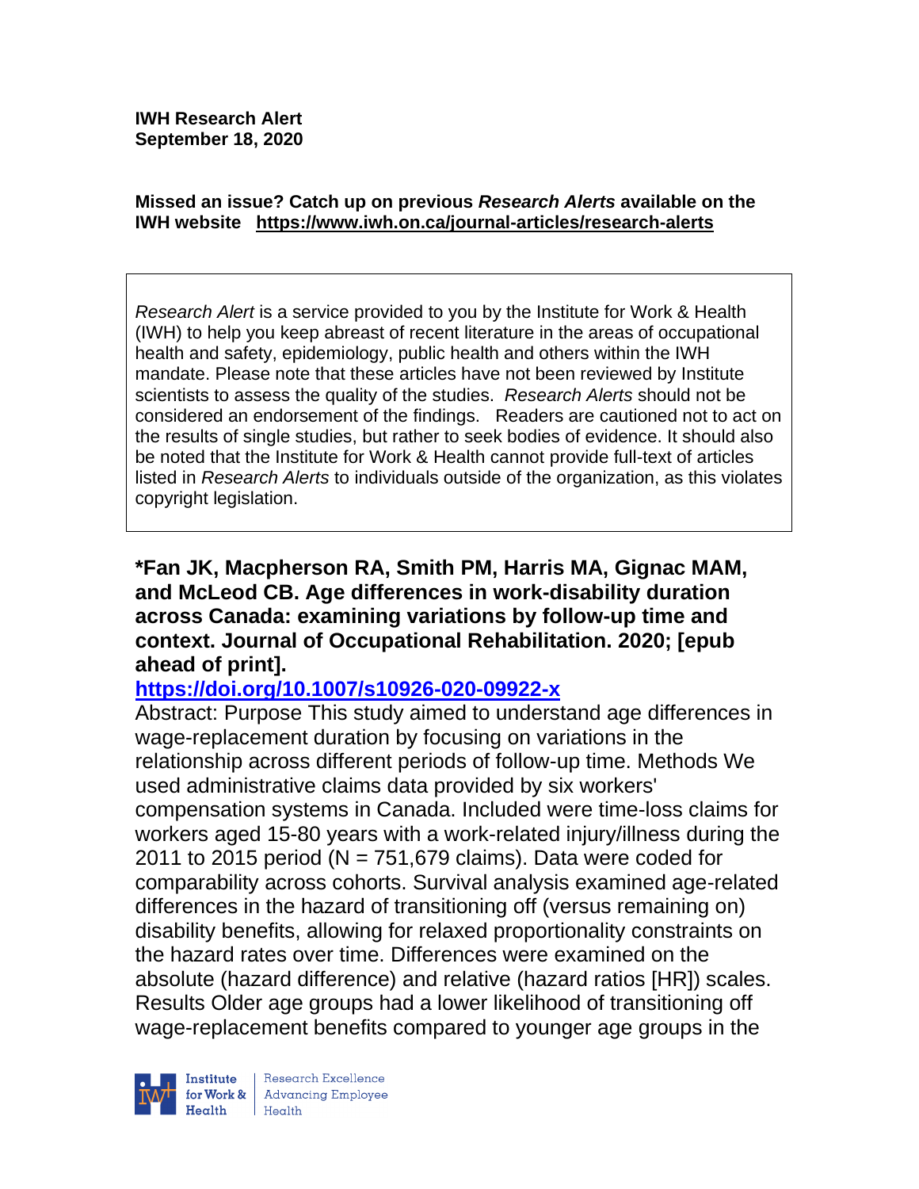**IWH Research Alert**
**September 18, 2020**

**Missed an issue? Catch up on previous *Research Alerts* available on the IWH website** **https://www.iwh.on.ca/journal-articles/research-alerts**

*Research Alert* is a service provided to you by the Institute for Work & Health (IWH) to help you keep abreast of recent literature in the areas of occupational health and safety, epidemiology, public health and others within the IWH mandate. Please note that these articles have not been reviewed by Institute scientists to assess the quality of the studies. *Research Alerts* should not be considered an endorsement of the findings. Readers are cautioned not to act on the results of single studies, but rather to seek bodies of evidence. It should also be noted that the Institute for Work & Health cannot provide full-text of articles listed in *Research Alerts* to individuals outside of the organization, as this violates copyright legislation.

**\*Fan JK, Macpherson RA, Smith PM, Harris MA, Gignac MAM, and McLeod CB. Age differences in work-disability duration across Canada: examining variations by follow-up time and context. Journal of Occupational Rehabilitation. 2020; [epub ahead of print].**

**https://doi.org/10.1007/s10926-020-09922-x**

Abstract: Purpose This study aimed to understand age differences in wage-replacement duration by focusing on variations in the relationship across different periods of follow-up time. Methods We used administrative claims data provided by six workers' compensation systems in Canada. Included were time-loss claims for workers aged 15-80 years with a work-related injury/illness during the 2011 to 2015 period (N = 751,679 claims). Data were coded for comparability across cohorts. Survival analysis examined age-related differences in the hazard of transitioning off (versus remaining on) disability benefits, allowing for relaxed proportionality constraints on the hazard rates over time. Differences were examined on the absolute (hazard difference) and relative (hazard ratios [HR]) scales. Results Older age groups had a lower likelihood of transitioning off wage-replacement benefits compared to younger age groups in the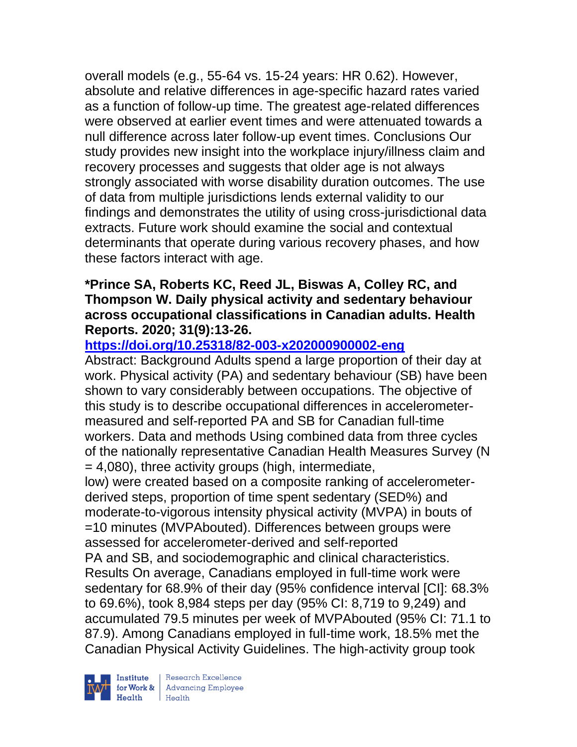overall models (e.g., 55-64 vs. 15-24 years: HR 0.62). However, absolute and relative differences in age-specific hazard rates varied as a function of follow-up time. The greatest age-related differences were observed at earlier event times and were attenuated towards a null difference across later follow-up event times. Conclusions Our study provides new insight into the workplace injury/illness claim and recovery processes and suggests that older age is not always strongly associated with worse disability duration outcomes. The use of data from multiple jurisdictions lends external validity to our findings and demonstrates the utility of using cross-jurisdictional data extracts. Future work should examine the social and contextual determinants that operate during various recovery phases, and how these factors interact with age.

**\*Prince SA, Roberts KC, Reed JL, Biswas A, Colley RC, and Thompson W. Daily physical activity and sedentary behaviour across occupational classifications in Canadian adults. Health Reports. 2020; 31(9):13-26.**

**https://doi.org/10.25318/82-003-x202000900002-eng**

Abstract: Background Adults spend a large proportion of their day at work. Physical activity (PA) and sedentary behaviour (SB) have been shown to vary considerably between occupations. The objective of this study is to describe occupational differences in accelerometer-measured and self-reported PA and SB for Canadian full-time workers. Data and methods Using combined data from three cycles of the nationally representative Canadian Health Measures Survey (N = 4,080), three activity groups (high, intermediate, low) were created based on a composite ranking of accelerometer-derived steps, proportion of time spent sedentary (SED%) and moderate-to-vigorous intensity physical activity (MVPA) in bouts of =10 minutes (MVPAbouted). Differences between groups were assessed for accelerometer-derived and self-reported PA and SB, and sociodemographic and clinical characteristics. Results On average, Canadians employed in full-time work were sedentary for 68.9% of their day (95% confidence interval [CI]: 68.3% to 69.6%), took 8,984 steps per day (95% CI: 8,719 to 9,249) and accumulated 79.5 minutes per week of MVPAbouted (95% CI: 71.1 to 87.9). Among Canadians employed in full-time work, 18.5% met the Canadian Physical Activity Guidelines. The high-activity group took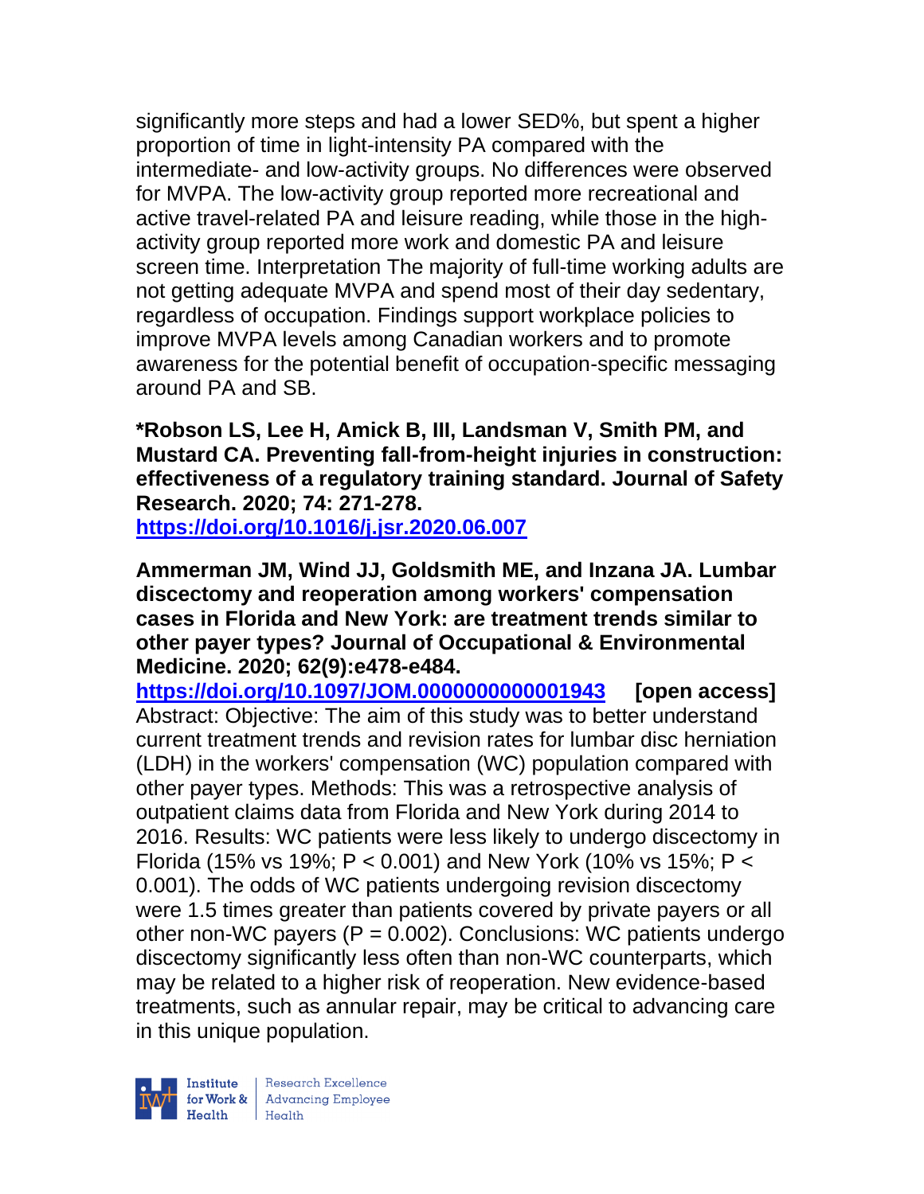significantly more steps and had a lower SED%, but spent a higher proportion of time in light-intensity PA compared with the intermediate- and low-activity groups. No differences were observed for MVPA. The low-activity group reported more recreational and active travel-related PA and leisure reading, while those in the high-activity group reported more work and domestic PA and leisure screen time. Interpretation The majority of full-time working adults are not getting adequate MVPA and spend most of their day sedentary, regardless of occupation. Findings support workplace policies to improve MVPA levels among Canadian workers and to promote awareness for the potential benefit of occupation-specific messaging around PA and SB.

**\*Robson LS, Lee H, Amick B, III, Landsman V, Smith PM, and Mustard CA. Preventing fall-from-height injuries in construction: effectiveness of a regulatory training standard. Journal of Safety Research. 2020; 74: 271-278.**
**https://doi.org/10.1016/j.jsr.2020.06.007**

**Ammerman JM, Wind JJ, Goldsmith ME, and Inzana JA. Lumbar discectomy and reoperation among workers' compensation cases in Florida and New York: are treatment trends similar to other payer types? Journal of Occupational & Environmental Medicine. 2020; 62(9):e478-e484.**
**https://doi.org/10.1097/JOM.0000000000001943 [open access]**
Abstract: Objective: The aim of this study was to better understand current treatment trends and revision rates for lumbar disc herniation (LDH) in the workers' compensation (WC) population compared with other payer types. Methods: This was a retrospective analysis of outpatient claims data from Florida and New York during 2014 to 2016. Results: WC patients were less likely to undergo discectomy in Florida (15% vs 19%; $P < 0.001$) and New York (10% vs 15%; $P < 0.001$). The odds of WC patients undergoing revision discectomy were 1.5 times greater than patients covered by private payers or all other non-WC payers ($P = 0.002$). Conclusions: WC patients undergo discectomy significantly less often than non-WC counterparts, which may be related to a higher risk of reoperation. New evidence-based treatments, such as annular repair, may be critical to advancing care in this unique population.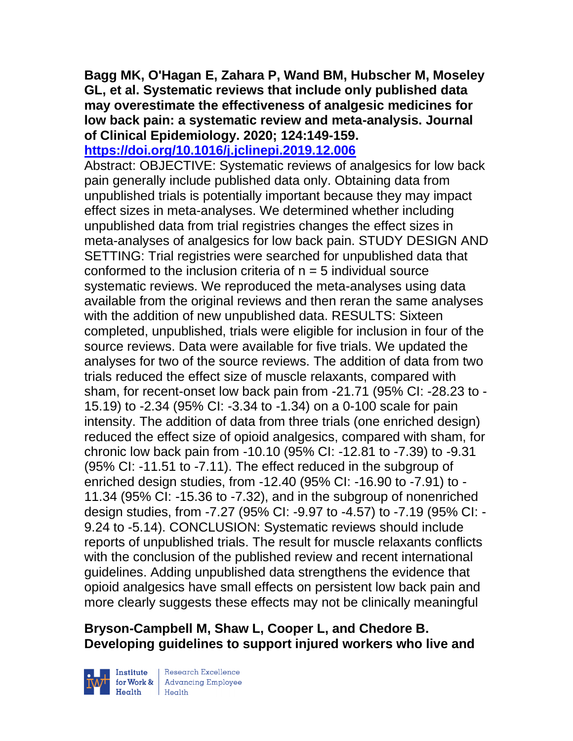**Bagg MK, O'Hagan E, Zahara P, Wand BM, Hubscher M, Moseley GL, et al. Systematic reviews that include only published data may overestimate the effectiveness of analgesic medicines for low back pain: a systematic review and meta-analysis. Journal of Clinical Epidemiology. 2020; 124:149-159. https://doi.org/10.1016/j.jclinepi.2019.12.006**

Abstract: OBJECTIVE: Systematic reviews of analgesics for low back pain generally include published data only. Obtaining data from unpublished trials is potentially important because they may impact effect sizes in meta-analyses. We determined whether including unpublished data from trial registries changes the effect sizes in meta-analyses of analgesics for low back pain. STUDY DESIGN AND SETTING: Trial registries were searched for unpublished data that conformed to the inclusion criteria of n = 5 individual source systematic reviews. We reproduced the meta-analyses using data available from the original reviews and then reran the same analyses with the addition of new unpublished data. RESULTS: Sixteen completed, unpublished, trials were eligible for inclusion in four of the source reviews. Data were available for five trials. We updated the analyses for two of the source reviews. The addition of data from two trials reduced the effect size of muscle relaxants, compared with sham, for recent-onset low back pain from -21.71 (95% CI: -28.23 to -15.19) to -2.34 (95% CI: -3.34 to -1.34) on a 0-100 scale for pain intensity. The addition of data from three trials (one enriched design) reduced the effect size of opioid analgesics, compared with sham, for chronic low back pain from -10.10 (95% CI: -12.81 to -7.39) to -9.31 (95% CI: -11.51 to -7.11). The effect reduced in the subgroup of enriched design studies, from -12.40 (95% CI: -16.90 to -7.91) to -11.34 (95% CI: -15.36 to -7.32), and in the subgroup of nonenriched design studies, from -7.27 (95% CI: -9.97 to -4.57) to -7.19 (95% CI: -9.24 to -5.14). CONCLUSION: Systematic reviews should include reports of unpublished trials. The result for muscle relaxants conflicts with the conclusion of the published review and recent international guidelines. Adding unpublished data strengthens the evidence that opioid analgesics have small effects on persistent low back pain and more clearly suggests these effects may not be clinically meaningful

**Bryson-Campbell M, Shaw L, Cooper L, and Chedore B. Developing guidelines to support injured workers who live and**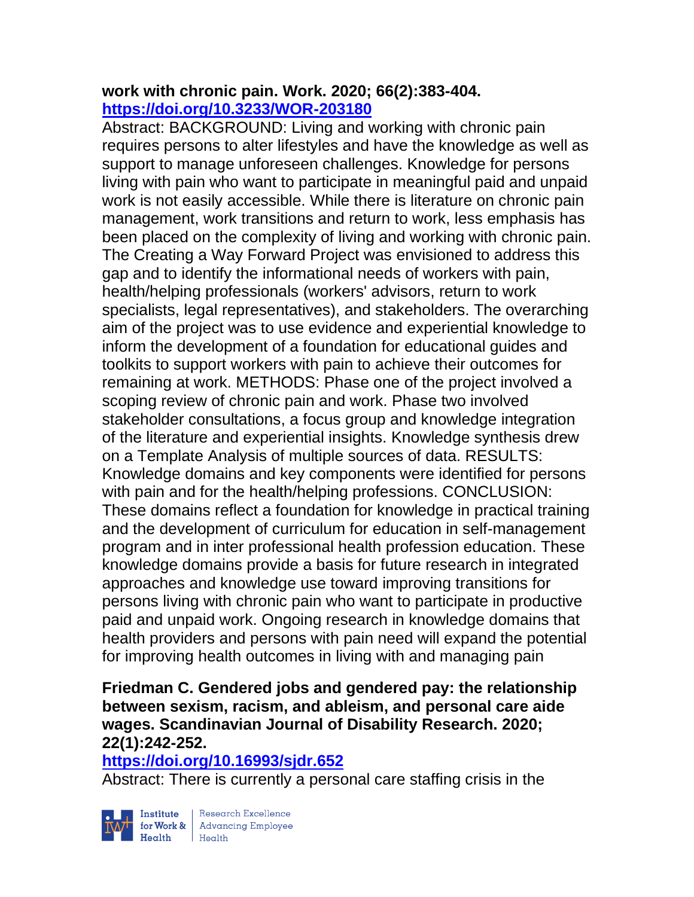**work with chronic pain. Work. 2020; 66(2):383-404. https://doi.org/10.3233/WOR-203180**

Abstract: BACKGROUND: Living and working with chronic pain requires persons to alter lifestyles and have the knowledge as well as support to manage unforeseen challenges. Knowledge for persons living with pain who want to participate in meaningful paid and unpaid work is not easily accessible. While there is literature on chronic pain management, work transitions and return to work, less emphasis has been placed on the complexity of living and working with chronic pain. The Creating a Way Forward Project was envisioned to address this gap and to identify the informational needs of workers with pain, health/helping professionals (workers' advisors, return to work specialists, legal representatives), and stakeholders. The overarching aim of the project was to use evidence and experiential knowledge to inform the development of a foundation for educational guides and toolkits to support workers with pain to achieve their outcomes for remaining at work. METHODS: Phase one of the project involved a scoping review of chronic pain and work. Phase two involved stakeholder consultations, a focus group and knowledge integration of the literature and experiential insights. Knowledge synthesis drew on a Template Analysis of multiple sources of data. RESULTS: Knowledge domains and key components were identified for persons with pain and for the health/helping professions. CONCLUSION: These domains reflect a foundation for knowledge in practical training and the development of curriculum for education in self-management program and in inter professional health profession education. These knowledge domains provide a basis for future research in integrated approaches and knowledge use toward improving transitions for persons living with chronic pain who want to participate in productive paid and unpaid work. Ongoing research in knowledge domains that health providers and persons with pain need will expand the potential for improving health outcomes in living with and managing pain

**Friedman C. Gendered jobs and gendered pay: the relationship between sexism, racism, and ableism, and personal care aide wages. Scandinavian Journal of Disability Research. 2020; 22(1):242-252. https://doi.org/10.16993/sjdr.652**

Abstract: There is currently a personal care staffing crisis in the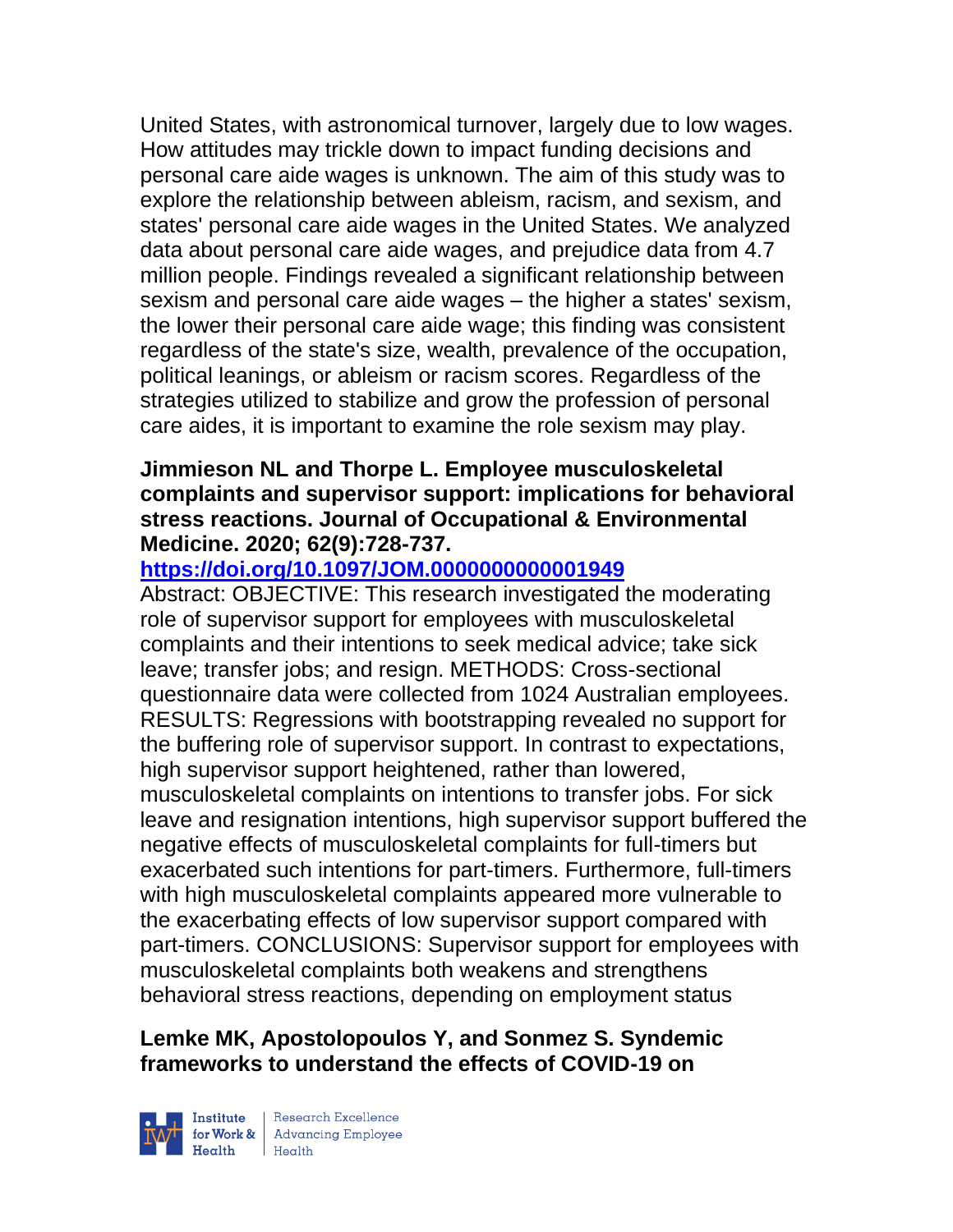United States, with astronomical turnover, largely due to low wages. How attitudes may trickle down to impact funding decisions and personal care aide wages is unknown. The aim of this study was to explore the relationship between ableism, racism, and sexism, and states' personal care aide wages in the United States. We analyzed data about personal care aide wages, and prejudice data from 4.7 million people. Findings revealed a significant relationship between sexism and personal care aide wages – the higher a states' sexism, the lower their personal care aide wage; this finding was consistent regardless of the state's size, wealth, prevalence of the occupation, political leanings, or ableism or racism scores. Regardless of the strategies utilized to stabilize and grow the profession of personal care aides, it is important to examine the role sexism may play.

**Jimmieson NL and Thorpe L. Employee musculoskeletal complaints and supervisor support: implications for behavioral stress reactions. Journal of Occupational & Environmental Medicine. 2020; 62(9):728-737.**

**https://doi.org/10.1097/JOM.0000000000001949**

Abstract: OBJECTIVE: This research investigated the moderating role of supervisor support for employees with musculoskeletal complaints and their intentions to seek medical advice; take sick leave; transfer jobs; and resign. METHODS: Cross-sectional questionnaire data were collected from 1024 Australian employees. RESULTS: Regressions with bootstrapping revealed no support for the buffering role of supervisor support. In contrast to expectations, high supervisor support heightened, rather than lowered, musculoskeletal complaints on intentions to transfer jobs. For sick leave and resignation intentions, high supervisor support buffered the negative effects of musculoskeletal complaints for full-timers but exacerbated such intentions for part-timers. Furthermore, full-timers with high musculoskeletal complaints appeared more vulnerable to the exacerbating effects of low supervisor support compared with part-timers. CONCLUSIONS: Supervisor support for employees with musculoskeletal complaints both weakens and strengthens behavioral stress reactions, depending on employment status

**Lemke MK, Apostolopoulos Y, and Sonmez S. Syndemic frameworks to understand the effects of COVID-19 on**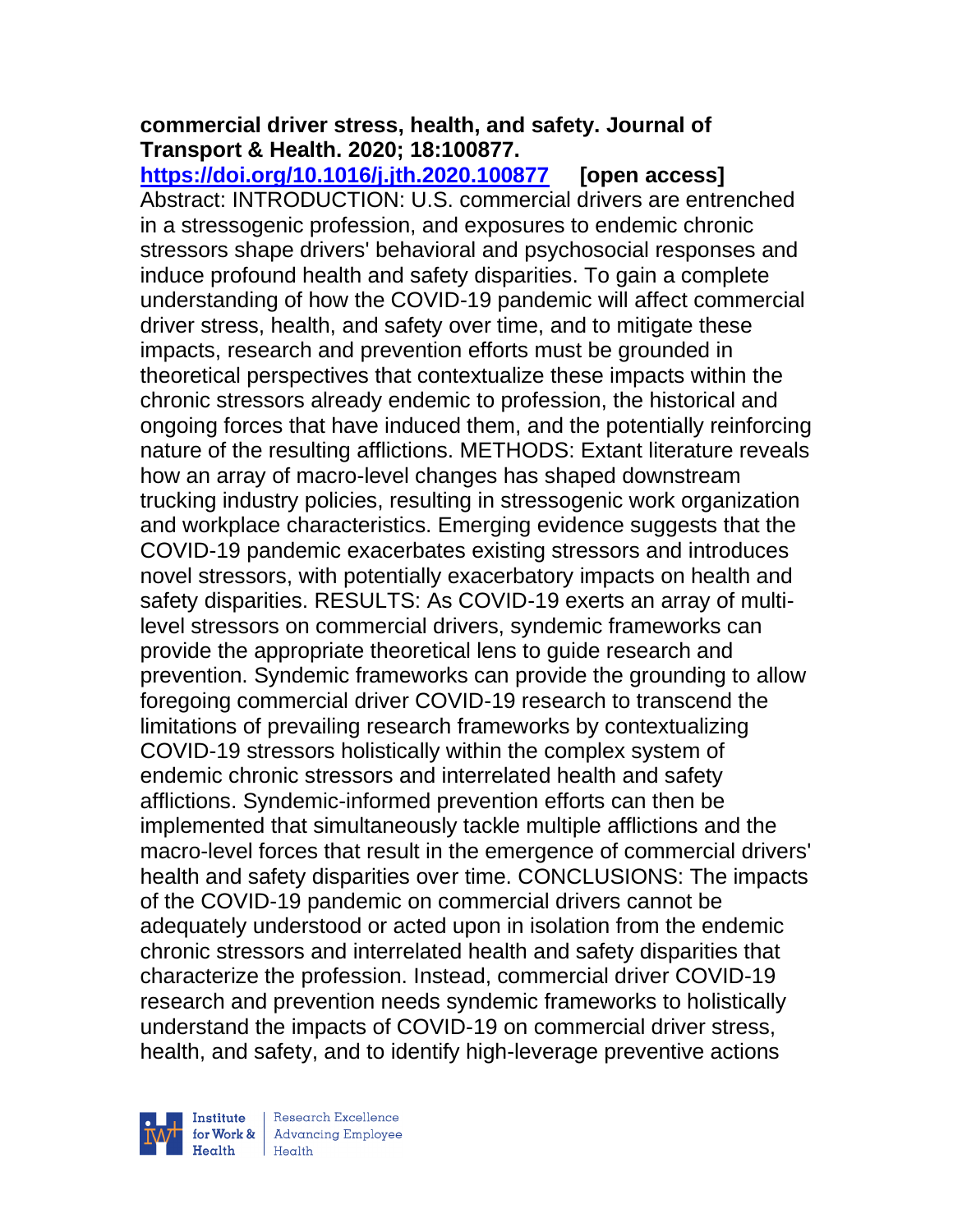**commercial driver stress, health, and safety. Journal of Transport & Health. 2020; 18:100877.**
**https://doi.org/10.1016/j.jth.2020.100877** **[open access]**
Abstract: INTRODUCTION: U.S. commercial drivers are entrenched in a stressogenic profession, and exposures to endemic chronic stressors shape drivers' behavioral and psychosocial responses and induce profound health and safety disparities. To gain a complete understanding of how the COVID-19 pandemic will affect commercial driver stress, health, and safety over time, and to mitigate these impacts, research and prevention efforts must be grounded in theoretical perspectives that contextualize these impacts within the chronic stressors already endemic to profession, the historical and ongoing forces that have induced them, and the potentially reinforcing nature of the resulting afflictions. METHODS: Extant literature reveals how an array of macro-level changes has shaped downstream trucking industry policies, resulting in stressogenic work organization and workplace characteristics. Emerging evidence suggests that the COVID-19 pandemic exacerbates existing stressors and introduces novel stressors, with potentially exacerbatory impacts on health and safety disparities. RESULTS: As COVID-19 exerts an array of multi-level stressors on commercial drivers, syndemic frameworks can provide the appropriate theoretical lens to guide research and prevention. Syndemic frameworks can provide the grounding to allow foregoing commercial driver COVID-19 research to transcend the limitations of prevailing research frameworks by contextualizing COVID-19 stressors holistically within the complex system of endemic chronic stressors and interrelated health and safety afflictions. Syndemic-informed prevention efforts can then be implemented that simultaneously tackle multiple afflictions and the macro-level forces that result in the emergence of commercial drivers' health and safety disparities over time. CONCLUSIONS: The impacts of the COVID-19 pandemic on commercial drivers cannot be adequately understood or acted upon in isolation from the endemic chronic stressors and interrelated health and safety disparities that characterize the profession. Instead, commercial driver COVID-19 research and prevention needs syndemic frameworks to holistically understand the impacts of COVID-19 on commercial driver stress, health, and safety, and to identify high-leverage preventive actions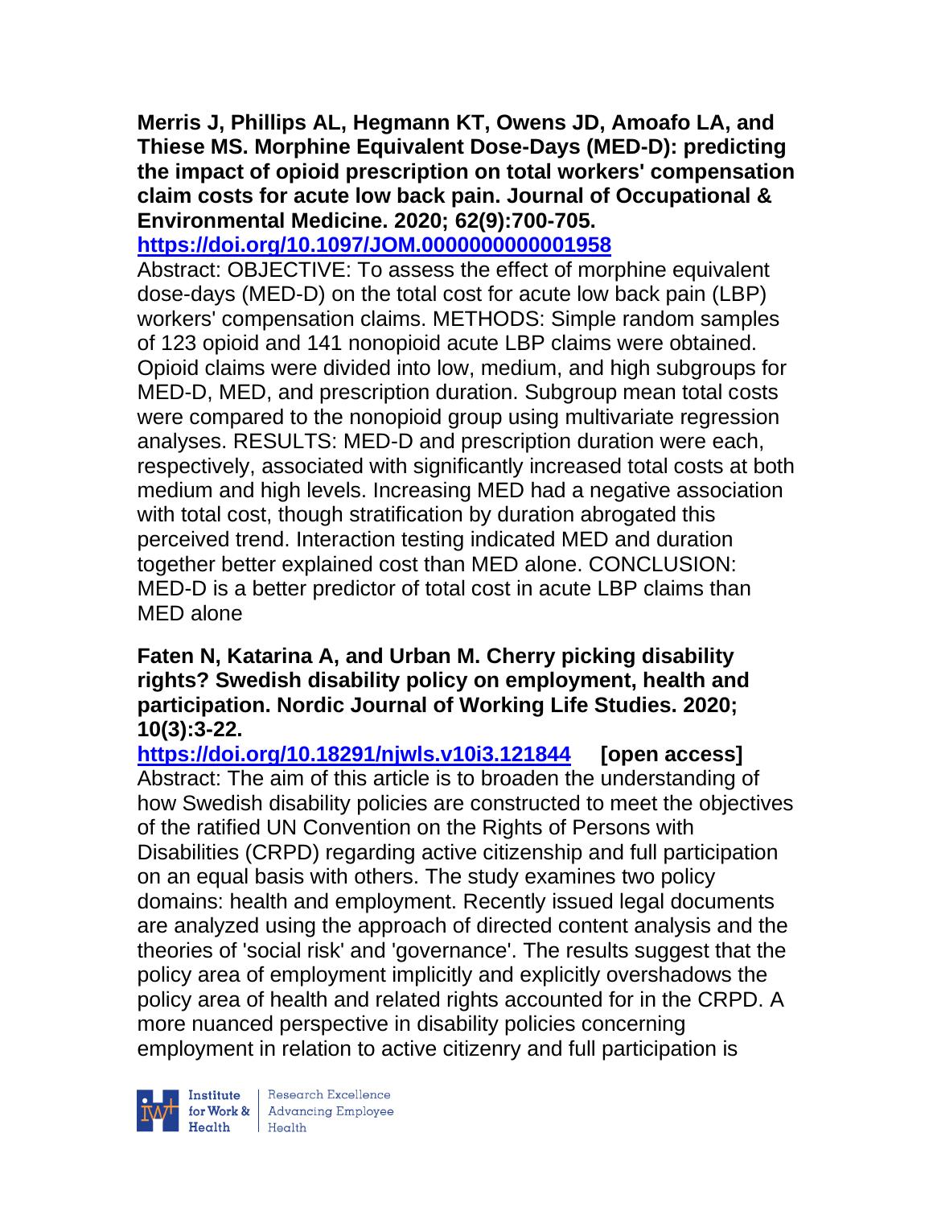**Merris J, Phillips AL, Hegmann KT, Owens JD, Amoafo LA, and Thiese MS. Morphine Equivalent Dose-Days (MED-D): predicting the impact of opioid prescription on total workers' compensation claim costs for acute low back pain. Journal of Occupational & Environmental Medicine. 2020; 62(9):700-705.**
**https://doi.org/10.1097/JOM.0000000000001958**

Abstract: OBJECTIVE: To assess the effect of morphine equivalent dose-days (MED-D) on the total cost for acute low back pain (LBP) workers' compensation claims. METHODS: Simple random samples of 123 opioid and 141 nonopioid acute LBP claims were obtained. Opioid claims were divided into low, medium, and high subgroups for MED-D, MED, and prescription duration. Subgroup mean total costs were compared to the nonopioid group using multivariate regression analyses. RESULTS: MED-D and prescription duration were each, respectively, associated with significantly increased total costs at both medium and high levels. Increasing MED had a negative association with total cost, though stratification by duration abrogated this perceived trend. Interaction testing indicated MED and duration together better explained cost than MED alone. CONCLUSION: MED-D is a better predictor of total cost in acute LBP claims than MED alone

**Faten N, Katarina A, and Urban M. Cherry picking disability rights? Swedish disability policy on employment, health and participation. Nordic Journal of Working Life Studies. 2020; 10(3):3-22.**
**https://doi.org/10.18291/njwls.v10i3.121844 [open access]**

Abstract: The aim of this article is to broaden the understanding of how Swedish disability policies are constructed to meet the objectives of the ratified UN Convention on the Rights of Persons with Disabilities (CRPD) regarding active citizenship and full participation on an equal basis with others. The study examines two policy domains: health and employment. Recently issued legal documents are analyzed using the approach of directed content analysis and the theories of 'social risk' and 'governance'. The results suggest that the policy area of employment implicitly and explicitly overshadows the policy area of health and related rights accounted for in the CRPD. A more nuanced perspective in disability policies concerning employment in relation to active citizenry and full participation is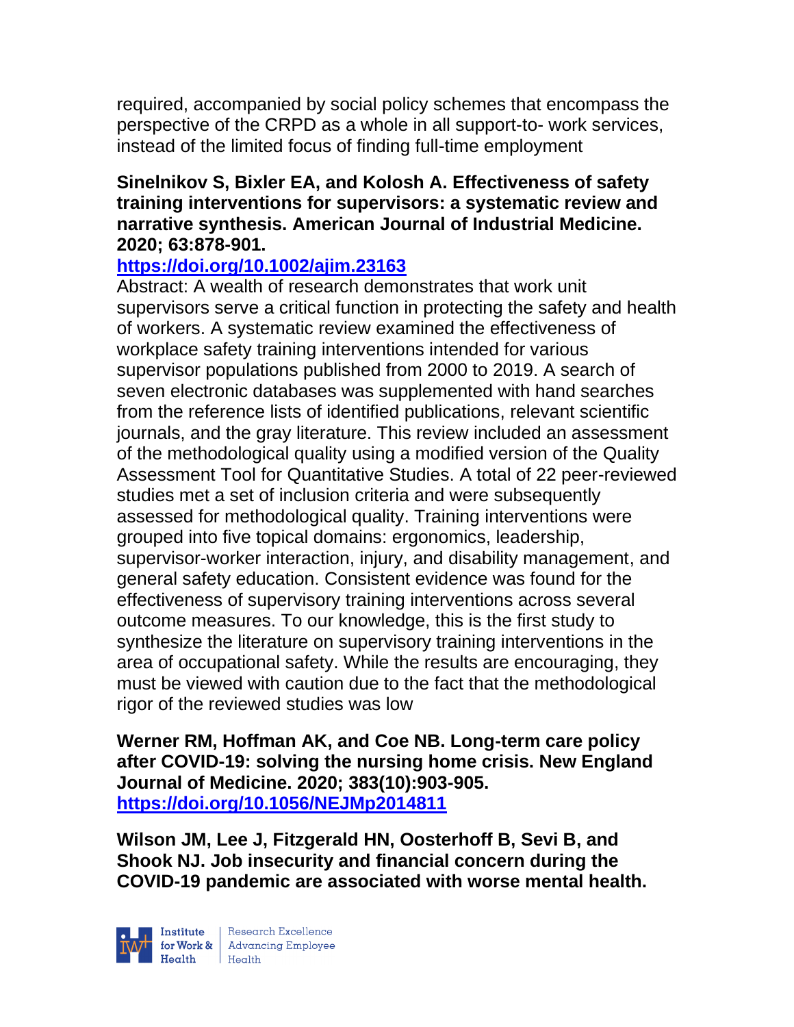required, accompanied by social policy schemes that encompass the perspective of the CRPD as a whole in all support-to- work services, instead of the limited focus of finding full-time employment

**Sinelnikov S, Bixler EA, and Kolosh A. Effectiveness of safety training interventions for supervisors: a systematic review and narrative synthesis. American Journal of Industrial Medicine. 2020; 63:878-901.**
**https://doi.org/10.1002/ajim.23163**
Abstract: A wealth of research demonstrates that work unit supervisors serve a critical function in protecting the safety and health of workers. A systematic review examined the effectiveness of workplace safety training interventions intended for various supervisor populations published from 2000 to 2019. A search of seven electronic databases was supplemented with hand searches from the reference lists of identified publications, relevant scientific journals, and the gray literature. This review included an assessment of the methodological quality using a modified version of the Quality Assessment Tool for Quantitative Studies. A total of 22 peer-reviewed studies met a set of inclusion criteria and were subsequently assessed for methodological quality. Training interventions were grouped into five topical domains: ergonomics, leadership, supervisor-worker interaction, injury, and disability management, and general safety education. Consistent evidence was found for the effectiveness of supervisory training interventions across several outcome measures. To our knowledge, this is the first study to synthesize the literature on supervisory training interventions in the area of occupational safety. While the results are encouraging, they must be viewed with caution due to the fact that the methodological rigor of the reviewed studies was low

**Werner RM, Hoffman AK, and Coe NB. Long-term care policy after COVID-19: solving the nursing home crisis. New England Journal of Medicine. 2020; 383(10):903-905.**
**https://doi.org/10.1056/NEJMp2014811**

**Wilson JM, Lee J, Fitzgerald HN, Oosterhoff B, Sevi B, and Shook NJ. Job insecurity and financial concern during the COVID-19 pandemic are associated with worse mental health.**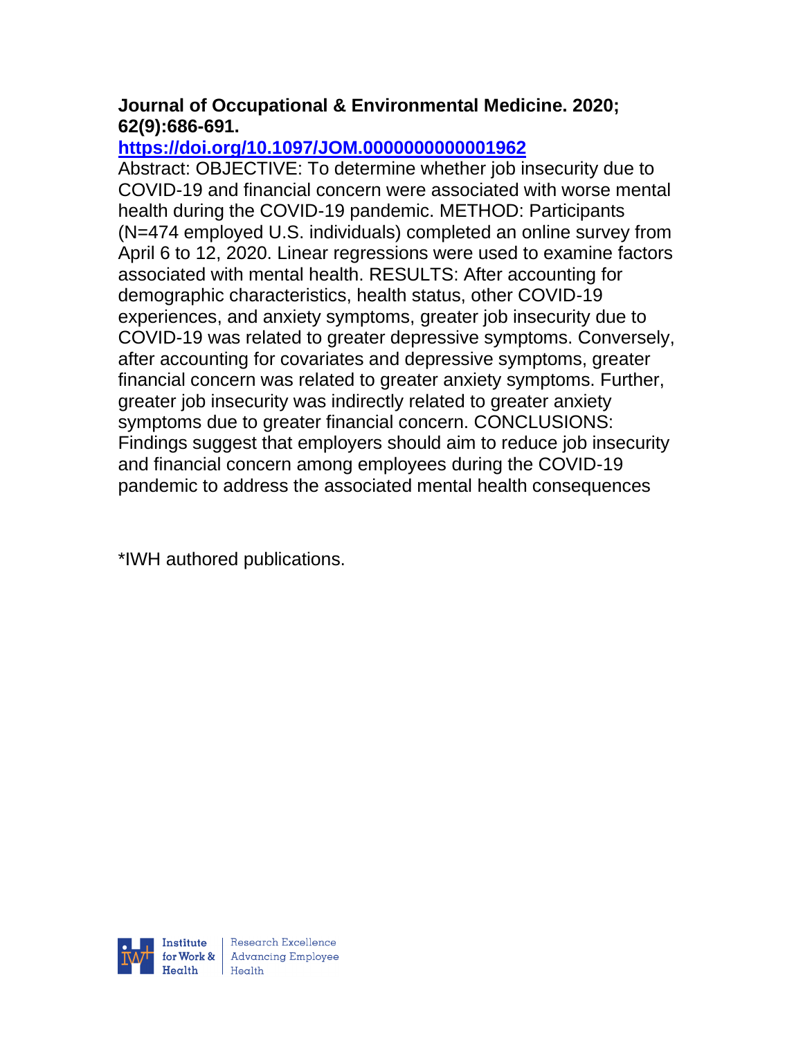**Journal of Occupational & Environmental Medicine. 2020; 62(9):686-691.**

**https://doi.org/10.1097/JOM.0000000000001962**

Abstract: OBJECTIVE: To determine whether job insecurity due to COVID-19 and financial concern were associated with worse mental health during the COVID-19 pandemic. METHOD: Participants (N=474 employed U.S. individuals) completed an online survey from April 6 to 12, 2020. Linear regressions were used to examine factors associated with mental health. RESULTS: After accounting for demographic characteristics, health status, other COVID-19 experiences, and anxiety symptoms, greater job insecurity due to COVID-19 was related to greater depressive symptoms. Conversely, after accounting for covariates and depressive symptoms, greater financial concern was related to greater anxiety symptoms. Further, greater job insecurity was indirectly related to greater anxiety symptoms due to greater financial concern. CONCLUSIONS: Findings suggest that employers should aim to reduce job insecurity and financial concern among employees during the COVID-19 pandemic to address the associated mental health consequences

*IWH authored publications.